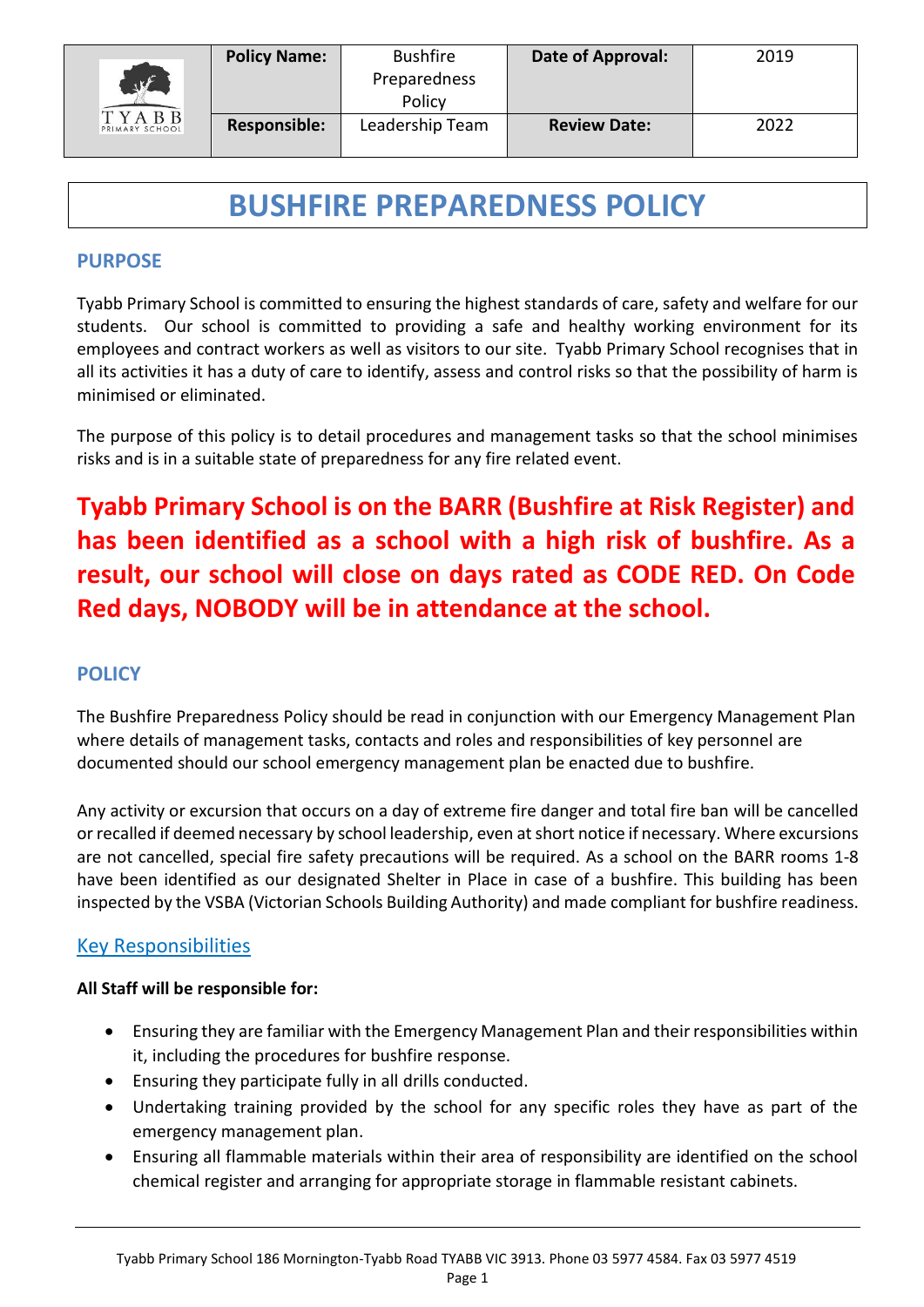| TYABB PRIMARY SCHOOL | Policy Name: | Bushfire Preparedness Policy | Date of Approval: | 2019 |
|---|---|---|---|---|
| | Responsible: | Leadership Team | Review Date: | 2022 |

# BUSHFIRE PREPAREDNESS POLICY

## PURPOSE

Tyabb Primary School is committed to ensuring the highest standards of care, safety and welfare for our students. Our school is committed to providing a safe and healthy working environment for its employees and contract workers as well as visitors to our site. Tyabb Primary School recognises that in all its activities it has a duty of care to identify, assess and control risks so that the possibility of harm is minimised or eliminated.

The purpose of this policy is to detail procedures and management tasks so that the school minimises risks and is in a suitable state of preparedness for any fire related event.

**Tyabb Primary School is on the BARR (Bushfire at Risk Register) and has been identified as a school with a high risk of bushfire. As a result, our school will close on days rated as CODE RED. On Code Red days, NOBODY will be in attendance at the school.**

## POLICY

The Bushfire Preparedness Policy should be read in conjunction with our Emergency Management Plan where details of management tasks, contacts and roles and responsibilities of key personnel are documented should our school emergency management plan be enacted due to bushfire.

Any activity or excursion that occurs on a day of extreme fire danger and total fire ban will be cancelled or recalled if deemed necessary by school leadership, even at short notice if necessary. Where excursions are not cancelled, special fire safety precautions will be required. As a school on the BARR rooms 1-8 have been identified as our designated Shelter in Place in case of a bushfire. This building has been inspected by the VSBA (Victorian Schools Building Authority) and made compliant for bushfire readiness.

### Key Responsibilities

**All Staff will be responsible for:**

- Ensuring they are familiar with the Emergency Management Plan and their responsibilities within it, including the procedures for bushfire response.
- Ensuring they participate fully in all drills conducted.
- Undertaking training provided by the school for any specific roles they have as part of the emergency management plan.
- Ensuring all flammable materials within their area of responsibility are identified on the school chemical register and arranging for appropriate storage in flammable resistant cabinets.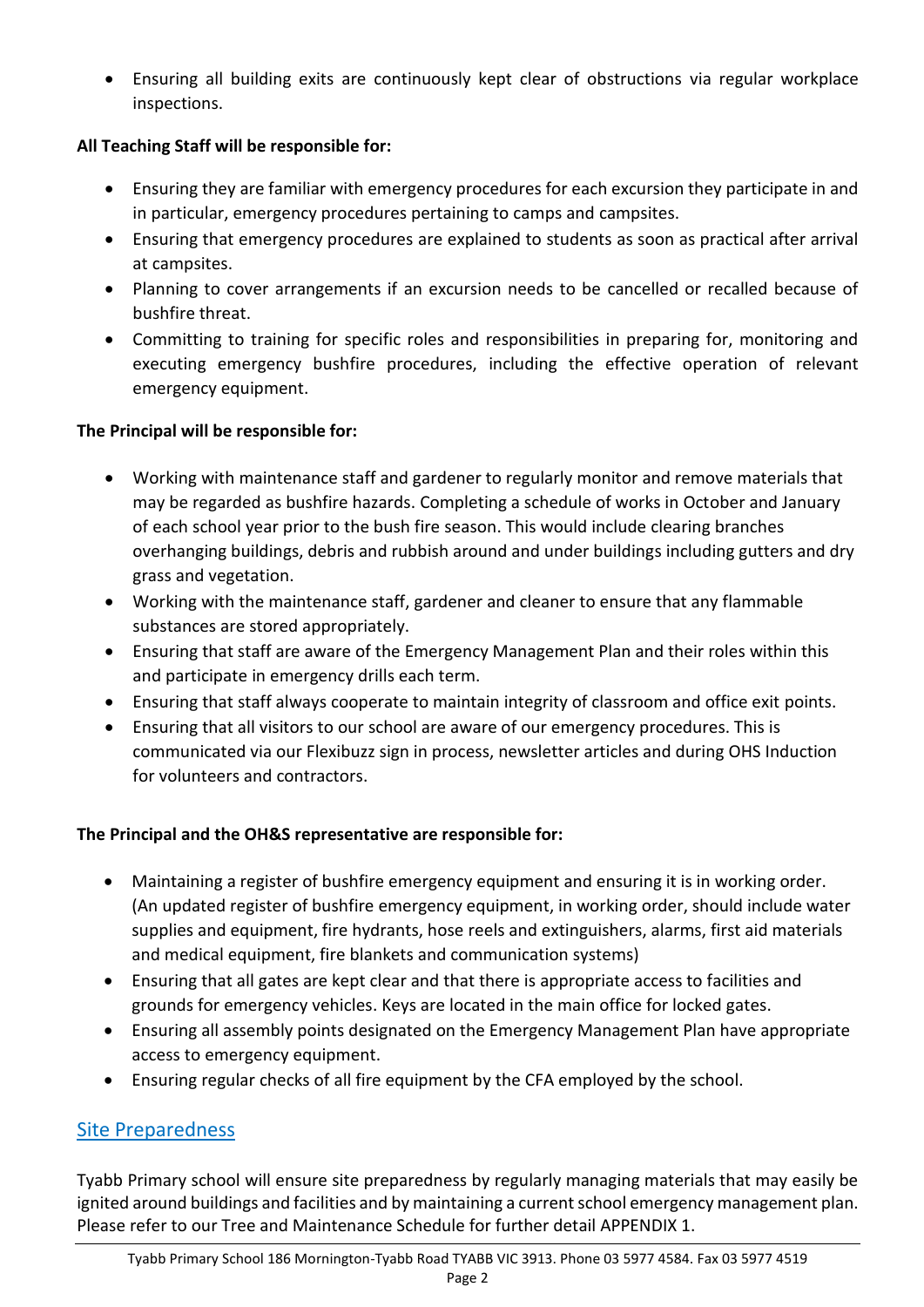- Ensuring all building exits are continuously kept clear of obstructions via regular workplace inspections.

**All Teaching Staff will be responsible for:**

- Ensuring they are familiar with emergency procedures for each excursion they participate in and in particular, emergency procedures pertaining to camps and campsites.
- Ensuring that emergency procedures are explained to students as soon as practical after arrival at campsites.
- Planning to cover arrangements if an excursion needs to be cancelled or recalled because of bushfire threat.
- Committing to training for specific roles and responsibilities in preparing for, monitoring and executing emergency bushfire procedures, including the effective operation of relevant emergency equipment.

**The Principal will be responsible for:**

- Working with maintenance staff and gardener to regularly monitor and remove materials that may be regarded as bushfire hazards. Completing a schedule of works in October and January of each school year prior to the bush fire season. This would include clearing branches overhanging buildings, debris and rubbish around and under buildings including gutters and dry grass and vegetation.
- Working with the maintenance staff, gardener and cleaner to ensure that any flammable substances are stored appropriately.
- Ensuring that staff are aware of the Emergency Management Plan and their roles within this and participate in emergency drills each term.
- Ensuring that staff always cooperate to maintain integrity of classroom and office exit points.
- Ensuring that all visitors to our school are aware of our emergency procedures. This is communicated via our Flexibuzz sign in process, newsletter articles and during OHS Induction for volunteers and contractors.

**The Principal and the OH&S representative are responsible for:**

- Maintaining a register of bushfire emergency equipment and ensuring it is in working order. (An updated register of bushfire emergency equipment, in working order, should include water supplies and equipment, fire hydrants, hose reels and extinguishers, alarms, first aid materials and medical equipment, fire blankets and communication systems)
- Ensuring that all gates are kept clear and that there is appropriate access to facilities and grounds for emergency vehicles. Keys are located in the main office for locked gates.
- Ensuring all assembly points designated on the Emergency Management Plan have appropriate access to emergency equipment.
- Ensuring regular checks of all fire equipment by the CFA employed by the school.

## Site Preparedness

Tyabb Primary school will ensure site preparedness by regularly managing materials that may easily be ignited around buildings and facilities and by maintaining a current school emergency management plan. Please refer to our Tree and Maintenance Schedule for further detail APPENDIX 1.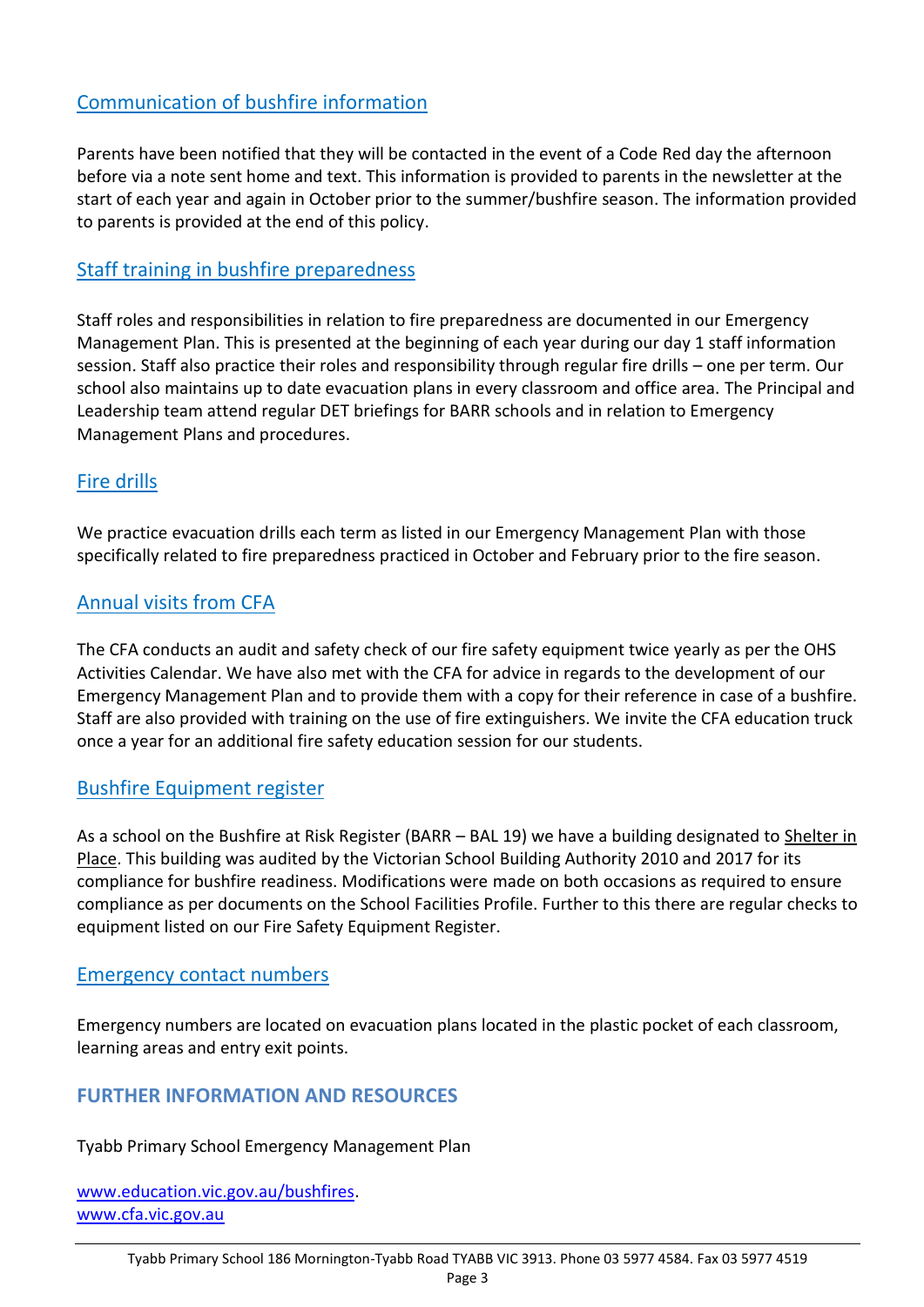### Communication of bushfire information

Parents have been notified that they will be contacted in the event of a Code Red day the afternoon before via a note sent home and text. This information is provided to parents in the newsletter at the start of each year and again in October prior to the summer/bushfire season. The information provided to parents is provided at the end of this policy.

### Staff training in bushfire preparedness

Staff roles and responsibilities in relation to fire preparedness are documented in our Emergency Management Plan. This is presented at the beginning of each year during our day 1 staff information session. Staff also practice their roles and responsibility through regular fire drills – one per term. Our school also maintains up to date evacuation plans in every classroom and office area. The Principal and Leadership team attend regular DET briefings for BARR schools and in relation to Emergency Management Plans and procedures.

### Fire drills

We practice evacuation drills each term as listed in our Emergency Management Plan with those specifically related to fire preparedness practiced in October and February prior to the fire season.

### Annual visits from CFA

The CFA conducts an audit and safety check of our fire safety equipment twice yearly as per the OHS Activities Calendar. We have also met with the CFA for advice in regards to the development of our Emergency Management Plan and to provide them with a copy for their reference in case of a bushfire. Staff are also provided with training on the use of fire extinguishers. We invite the CFA education truck once a year for an additional fire safety education session for our students.

### Bushfire Equipment register

As a school on the Bushfire at Risk Register (BARR – BAL 19) we have a building designated to Shelter in Place. This building was audited by the Victorian School Building Authority 2010 and 2017 for its compliance for bushfire readiness. Modifications were made on both occasions as required to ensure compliance as per documents on the School Facilities Profile. Further to this there are regular checks to equipment listed on our Fire Safety Equipment Register.

### Emergency contact numbers

Emergency numbers are located on evacuation plans located in the plastic pocket of each classroom, learning areas and entry exit points.

## FURTHER INFORMATION AND RESOURCES

Tyabb Primary School Emergency Management Plan

www.education.vic.gov.au/bushfires.
www.cfa.vic.gov.au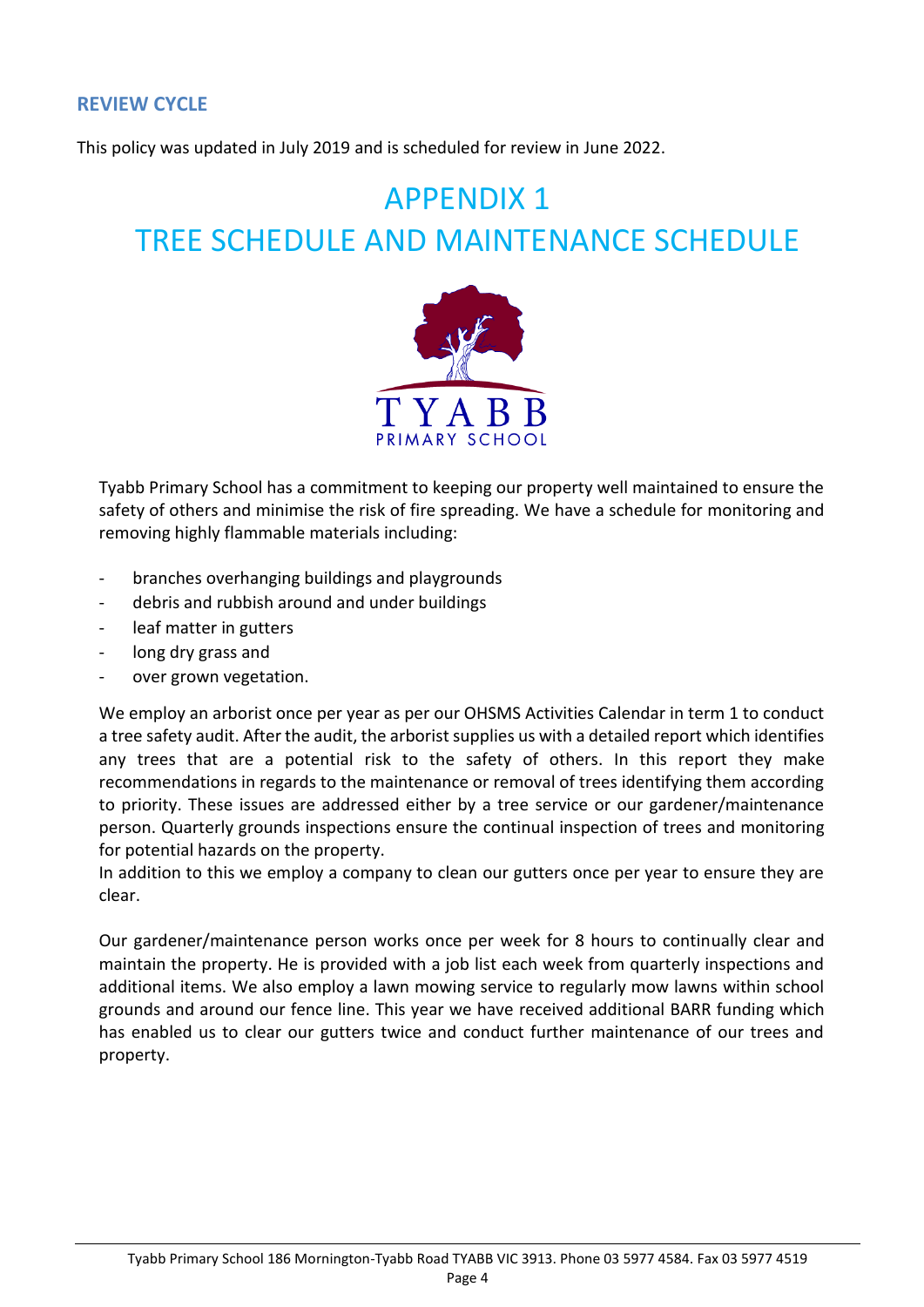## REVIEW CYCLE

This policy was updated in July 2019 and is scheduled for review in June 2022.

# APPENDIX 1
# TREE SCHEDULE AND MAINTENANCE SCHEDULE

Tyabb Primary School has a commitment to keeping our property well maintained to ensure the safety of others and minimise the risk of fire spreading. We have a schedule for monitoring and removing highly flammable materials including:

- branches overhanging buildings and playgrounds
- debris and rubbish around and under buildings
- leaf matter in gutters
- long dry grass and
- over grown vegetation.

We employ an arborist once per year as per our OHSMS Activities Calendar in term 1 to conduct a tree safety audit. After the audit, the arborist supplies us with a detailed report which identifies any trees that are a potential risk to the safety of others. In this report they make recommendations in regards to the maintenance or removal of trees identifying them according to priority. These issues are addressed either by a tree service or our gardener/maintenance person. Quarterly grounds inspections ensure the continual inspection of trees and monitoring for potential hazards on the property.
In addition to this we employ a company to clean our gutters once per year to ensure they are clear.

Our gardener/maintenance person works once per week for 8 hours to continually clear and maintain the property. He is provided with a job list each week from quarterly inspections and additional items. We also employ a lawn mowing service to regularly mow lawns within school grounds and around our fence line. This year we have received additional BARR funding which has enabled us to clear our gutters twice and conduct further maintenance of our trees and property.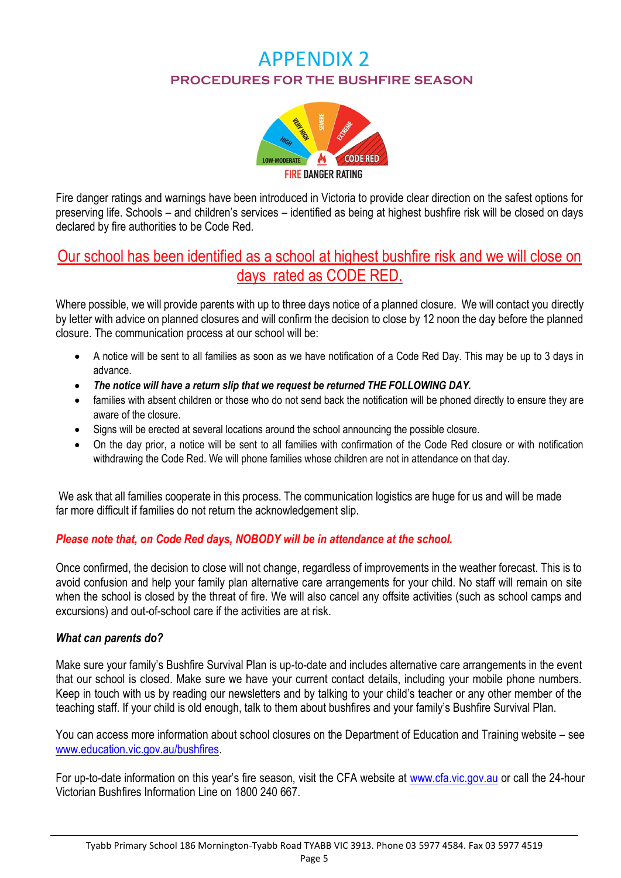# APPENDIX 2

## PROCEDURES FOR THE BUSHFIRE SEASON

LOW-MODERATE
HIGH
VERY HIGH
SEVERE
EXTREME
CODE RED
FIRE DANGER RATING

Fire danger ratings and warnings have been introduced in Victoria to provide clear direction on the safest options for preserving life. Schools – and children's services – identified as being at highest bushfire risk will be closed on days declared by fire authorities to be Code Red.

Our school has been identified as a school at highest bushfire risk and we will close on days rated as CODE RED.

Where possible, we will provide parents with up to three days notice of a planned closure. We will contact you directly by letter with advice on planned closures and will confirm the decision to close by 12 noon the day before the planned closure. The communication process at our school will be:

- A notice will be sent to all families as soon as we have notification of a Code Red Day. This may be up to 3 days in advance.
- ***The notice will have a return slip that we request be returned THE FOLLOWING DAY.***
- families with absent children or those who do not send back the notification will be phoned directly to ensure they are aware of the closure.
- Signs will be erected at several locations around the school announcing the possible closure.
- On the day prior, a notice will be sent to all families with confirmation of the Code Red closure or with notification withdrawing the Code Red. We will phone families whose children are not in attendance on that day.

We ask that all families cooperate in this process. The communication logistics are huge for us and will be made far more difficult if families do not return the acknowledgement slip.

***Please note that, on Code Red days, NOBODY will be in attendance at the school.***

Once confirmed, the decision to close will not change, regardless of improvements in the weather forecast. This is to avoid confusion and help your family plan alternative care arrangements for your child. No staff will remain on site when the school is closed by the threat of fire. We will also cancel any offsite activities (such as school camps and excursions) and out-of-school care if the activities are at risk.

***What can parents do?***

Make sure your family's Bushfire Survival Plan is up-to-date and includes alternative care arrangements in the event that our school is closed. Make sure we have your current contact details, including your mobile phone numbers. Keep in touch with us by reading our newsletters and by talking to your child's teacher or any other member of the teaching staff. If your child is old enough, talk to them about bushfires and your family's Bushfire Survival Plan.

You can access more information about school closures on the Department of Education and Training website – see www.education.vic.gov.au/bushfires.

For up-to-date information on this year's fire season, visit the CFA website at www.cfa.vic.gov.au or call the 24-hour Victorian Bushfires Information Line on 1800 240 667.